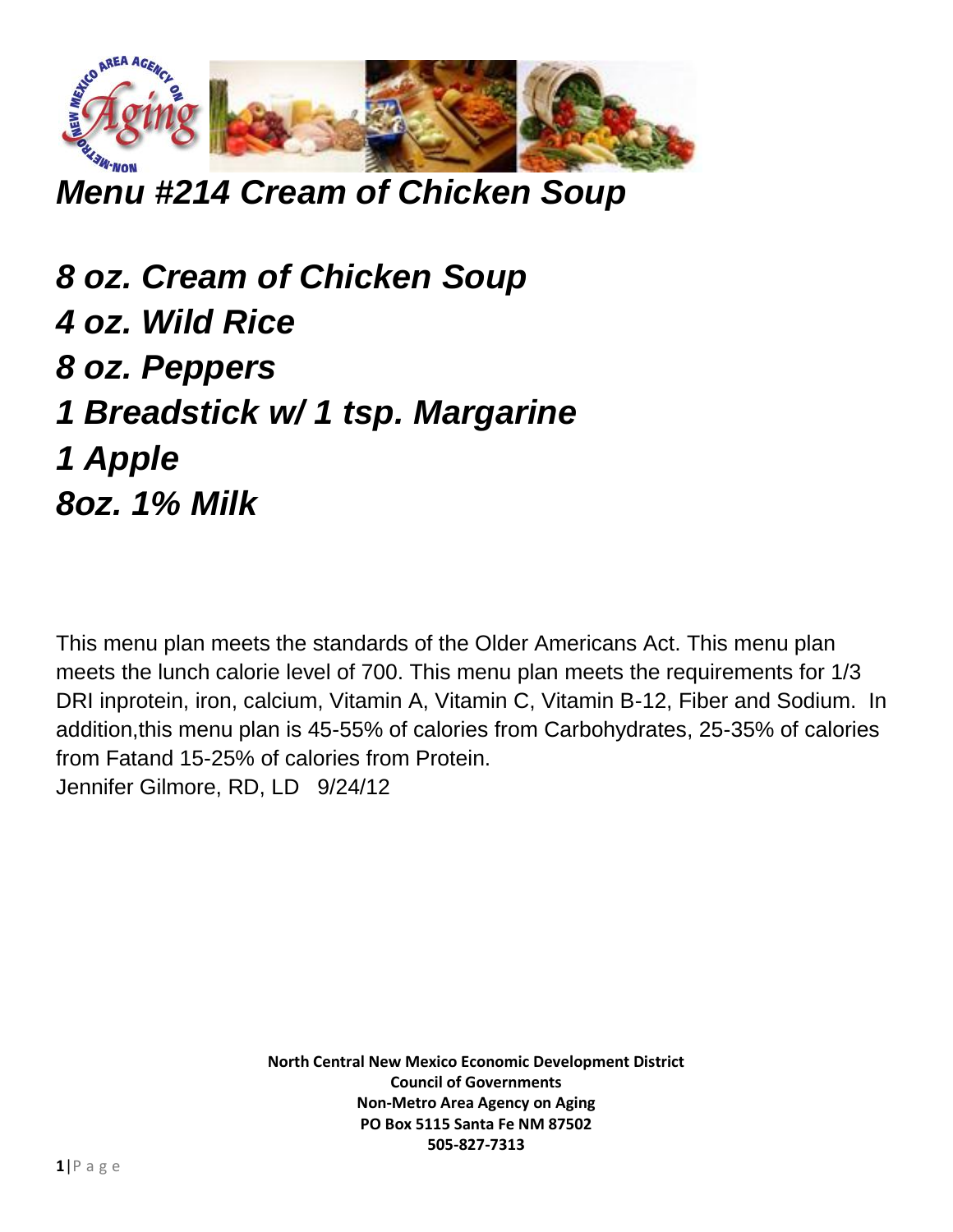# *Menu #214 Cream of Chicken Soup*

***8 oz. Cream of Chicken Soup***
***4 oz. Wild Rice***
***8 oz. Peppers***
***1 Breadstick w/ 1 tsp. Margarine***
***1 Apple***
***8oz. 1% Milk***

This menu plan meets the standards of the Older Americans Act. This menu plan meets the lunch calorie level of 700. This menu plan meets the requirements for 1/3 DRI inprotein, iron, calcium, Vitamin A, Vitamin C, Vitamin B-12, Fiber and Sodium. In addition,this menu plan is 45-55% of calories from Carbohydrates, 25-35% of calories from Fatand 15-25% of calories from Protein.
Jennifer Gilmore, RD, LD 9/24/12

**North Central New Mexico Economic Development District**
**Council of Governments**
**Non-Metro Area Agency on Aging**
**PO Box 5115 Santa Fe NM 87502**
**505-827-7313**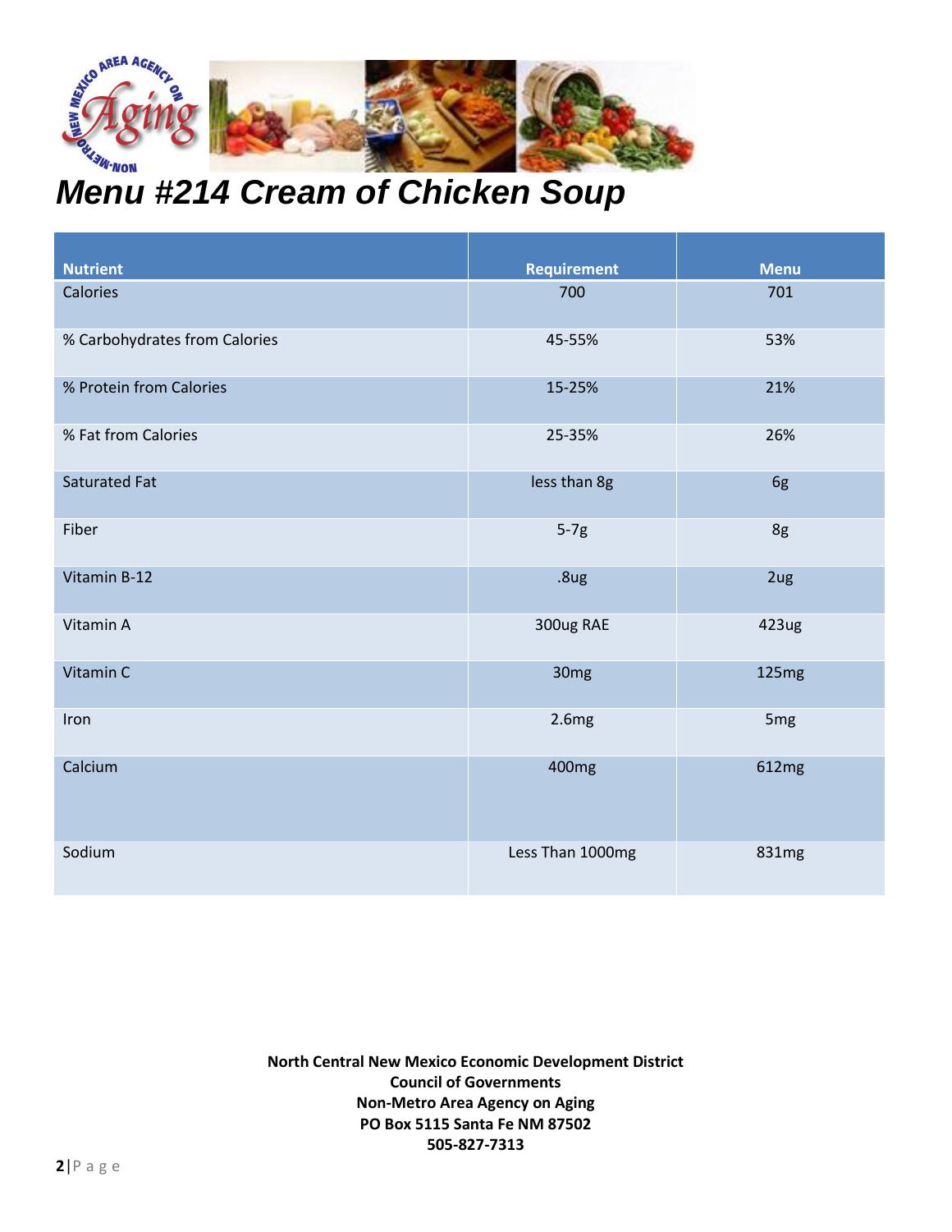# *Menu #214 Cream of Chicken Soup*

| Nutrient | Requirement | Menu |
|---|---|---|
| Calories | 700 | 701 |
| % Carbohydrates from Calories | 45-55% | 53% |
| % Protein from Calories | 15-25% | 21% |
| % Fat from Calories | 25-35% | 26% |
| Saturated Fat | less than 8g | 6g |
| Fiber | 5-7g | 8g |
| Vitamin B-12 | .8ug | 2ug |
| Vitamin A | 300ug RAE | 423ug |
| Vitamin C | 30mg | 125mg |
| Iron | 2.6mg | 5mg |
| Calcium | 400mg | 612mg |
| Sodium | Less Than 1000mg | 831mg |

**North Central New Mexico Economic Development District**
**Council of Governments**
**Non-Metro Area Agency on Aging**
**PO Box 5115 Santa Fe NM 87502**
**505-827-7313**